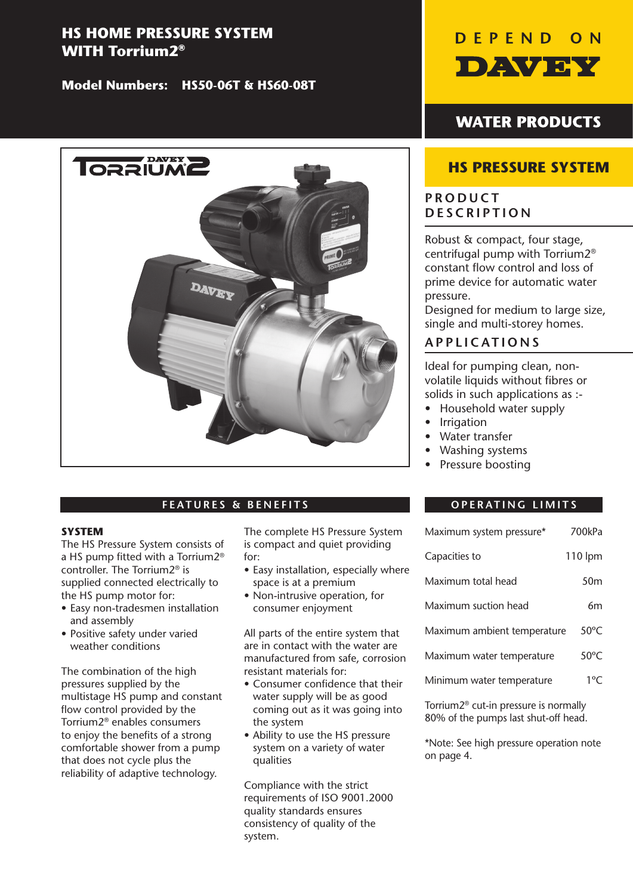# HS HOME PRESSURE SYSTEM WITH Torrium2®

**Model Numbers: HS50-06T & HS60-08T**

DEPEND ON DAVEY

WATER PRODUCTS

## HS PRESSURE SYSTEM

### PRODUCT DESCRIPTION

Robust & compact, four stage, centrifugal pump with Torrium2® constant flow control and loss of prime device for automatic water pressure.
Designed for medium to large size, single and multi-storey homes.

### APPLICATIONS

Ideal for pumping clean, non-volatile liquids without fibres or solids in such applications as :-

- Household water supply
- Irrigation
- Water transfer
- Washing systems
- Pressure boosting

## FEATURES & BENEFITS

**SYSTEM**

The HS Pressure System consists of a HS pump fitted with a Torrium2® controller. The Torrium2® is supplied connected electrically to the HS pump motor for:

- Easy non-tradesmen installation and assembly
- Positive safety under varied weather conditions

The combination of the high pressures supplied by the multistage HS pump and constant flow control provided by the Torrium2® enables consumers to enjoy the benefits of a strong comfortable shower from a pump that does not cycle plus the reliability of adaptive technology.

The complete HS Pressure System is compact and quiet providing for:

- Easy installation, especially where space is at a premium
- Non-intrusive operation, for consumer enjoyment

All parts of the entire system that are in contact with the water are manufactured from safe, corrosion resistant materials for:

- Consumer confidence that their water supply will be as good coming out as it was going into the system
- Ability to use the HS pressure system on a variety of water qualities

Compliance with the strict requirements of ISO 9001.2000 quality standards ensures consistency of quality of the system.

## OPERATING LIMITS

| | |
|---|---|
| Maximum system pressure* | 700kPa |
| Capacities to | 110 lpm |
| Maximum total head | 50m |
| Maximum suction head | 6m |
| Maximum ambient temperature | 50ºC |
| Maximum water temperature | 50ºC |
| Minimum water temperature | 1ºC |

Torrium2® cut-in pressure is normally 80% of the pumps last shut-off head.

*Note: See high pressure operation note on page 4.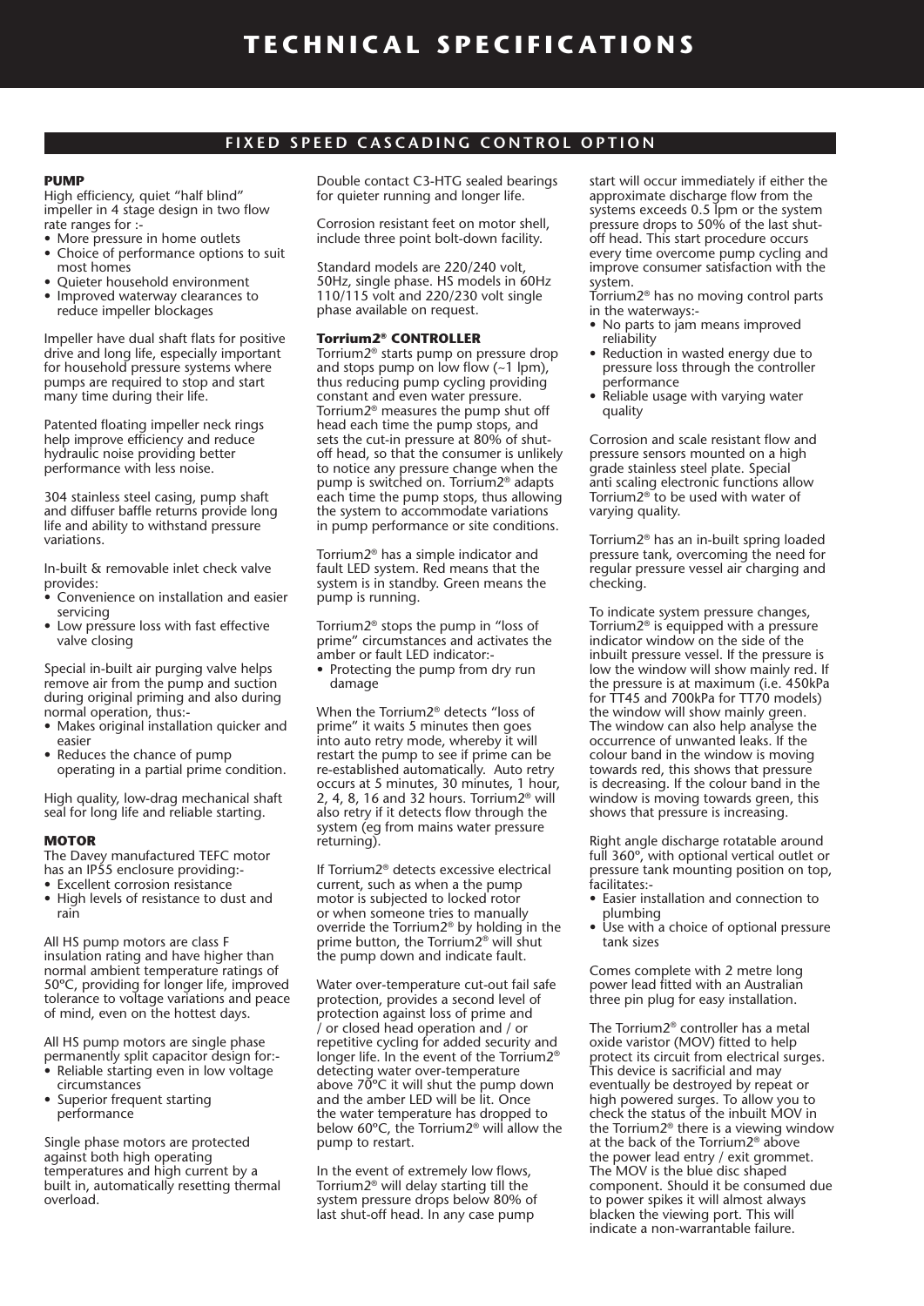# TECHNICAL SPECIFICATIONS

## FIXED SPEED CASCADING CONTROL OPTION

**PUMP**

High efficiency, quiet "half blind" impeller in 4 stage design in two flow rate ranges for :-

- More pressure in home outlets
- Choice of performance options to suit most homes
- Quieter household environment
- Improved waterway clearances to reduce impeller blockages

Impeller have dual shaft flats for positive drive and long life, especially important for household pressure systems where pumps are required to stop and start many time during their life.

Patented floating impeller neck rings help improve efficiency and reduce hydraulic noise providing better performance with less noise.

304 stainless steel casing, pump shaft and diffuser baffle returns provide long life and ability to withstand pressure variations.

In-built & removable inlet check valve provides:

- Convenience on installation and easier servicing
- Low pressure loss with fast effective valve closing

Special in-built air purging valve helps remove air from the pump and suction during original priming and also during normal operation, thus:-

- Makes original installation quicker and easier
- Reduces the chance of pump operating in a partial prime condition.

High quality, low-drag mechanical shaft seal for long life and reliable starting.

**MOTOR**

The Davey manufactured TEFC motor has an IP55 enclosure providing:-

- Excellent corrosion resistance
- High levels of resistance to dust and rain

All HS pump motors are class F insulation rating and have higher than normal ambient temperature ratings of 50ºC, providing for longer life, improved tolerance to voltage variations and peace of mind, even on the hottest days.

All HS pump motors are single phase permanently split capacitor design for:-

- Reliable starting even in low voltage circumstances
- Superior frequent starting performance

Single phase motors are protected against both high operating temperatures and high current by a built in, automatically resetting thermal overload.

Double contact C3-HTG sealed bearings for quieter running and longer life.

Corrosion resistant feet on motor shell, include three point bolt-down facility.

Standard models are 220/240 volt, 50Hz, single phase. HS models in 60Hz 110/115 volt and 220/230 volt single phase available on request.

**Torrium2® CONTROLLER**

Torrium2® starts pump on pressure drop and stops pump on low flow (~1 lpm), thus reducing pump cycling providing constant and even water pressure. Torrium2® measures the pump shut off head each time the pump stops, and sets the cut-in pressure at 80% of shut-off head, so that the consumer is unlikely to notice any pressure change when the pump is switched on. Torrium2® adapts each time the pump stops, thus allowing the system to accommodate variations in pump performance or site conditions.

Torrium2® has a simple indicator and fault LED system. Red means that the system is in standby. Green means the pump is running.

Torrium2® stops the pump in "loss of prime" circumstances and activates the amber or fault LED indicator:-

- Protecting the pump from dry run damage

When the Torrium2® detects "loss of prime" it waits 5 minutes then goes into auto retry mode, whereby it will restart the pump to see if prime can be re-established automatically. Auto retry occurs at 5 minutes, 30 minutes, 1 hour, 2, 4, 8, 16 and 32 hours. Torrium2® will also retry if it detects flow through the system (eg from mains water pressure returning).

If Torrium2® detects excessive electrical current, such as when a the pump motor is subjected to locked rotor or when someone tries to manually override the Torrium2® by holding in the prime button, the Torrium2® will shut the pump down and indicate fault.

Water over-temperature cut-out fail safe protection, provides a second level of protection against loss of prime and / or closed head operation and / or repetitive cycling for added security and longer life. In the event of the Torrium2® detecting water over-temperature above 70ºC it will shut the pump down and the amber LED will be lit. Once the water temperature has dropped to below 60ºC, the Torrium2® will allow the pump to restart.

In the event of extremely low flows, Torrium2® will delay starting till the system pressure drops below 80% of last shut-off head. In any case pump start will occur immediately if either the approximate discharge flow from the systems exceeds 0.5 lpm or the system pressure drops to 50% of the last shut-off head. This start procedure occurs every time overcome pump cycling and improve consumer satisfaction with the system.

Torrium2® has no moving control parts in the waterways:-

- No parts to jam means improved reliability
- Reduction in wasted energy due to pressure loss through the controller performance
- Reliable usage with varying water quality

Corrosion and scale resistant flow and pressure sensors mounted on a high grade stainless steel plate. Special anti scaling electronic functions allow Torrium2® to be used with water of varying quality.

Torrium2® has an in-built spring loaded pressure tank, overcoming the need for regular pressure vessel air charging and checking.

To indicate system pressure changes, Torrium2® is equipped with a pressure indicator window on the side of the inbuilt pressure vessel. If the pressure is low the window will show mainly red. If the pressure is at maximum (i.e. 450kPa for TT45 and 700kPa for TT70 models) the window will show mainly green. The window can also help analyse the occurrence of unwanted leaks. If the colour band in the window is moving towards red, this shows that pressure is decreasing. If the colour band in the window is moving towards green, this shows that pressure is increasing.

Right angle discharge rotatable around full 360º, with optional vertical outlet or pressure tank mounting position on top, facilitates:-

- Easier installation and connection to plumbing
- Use with a choice of optional pressure tank sizes

Comes complete with 2 metre long power lead fitted with an Australian three pin plug for easy installation.

The Torrium2® controller has a metal oxide varistor (MOV) fitted to help protect its circuit from electrical surges. This device is sacrificial and may eventually be destroyed by repeat or high powered surges. To allow you to check the status of the inbuilt MOV in the Torrium2® there is a viewing window at the back of the Torrium2® above the power lead entry / exit grommet. The MOV is the blue disc shaped component. Should it be consumed due to power spikes it will almost always blacken the viewing port. This will indicate a non-warrantable failure.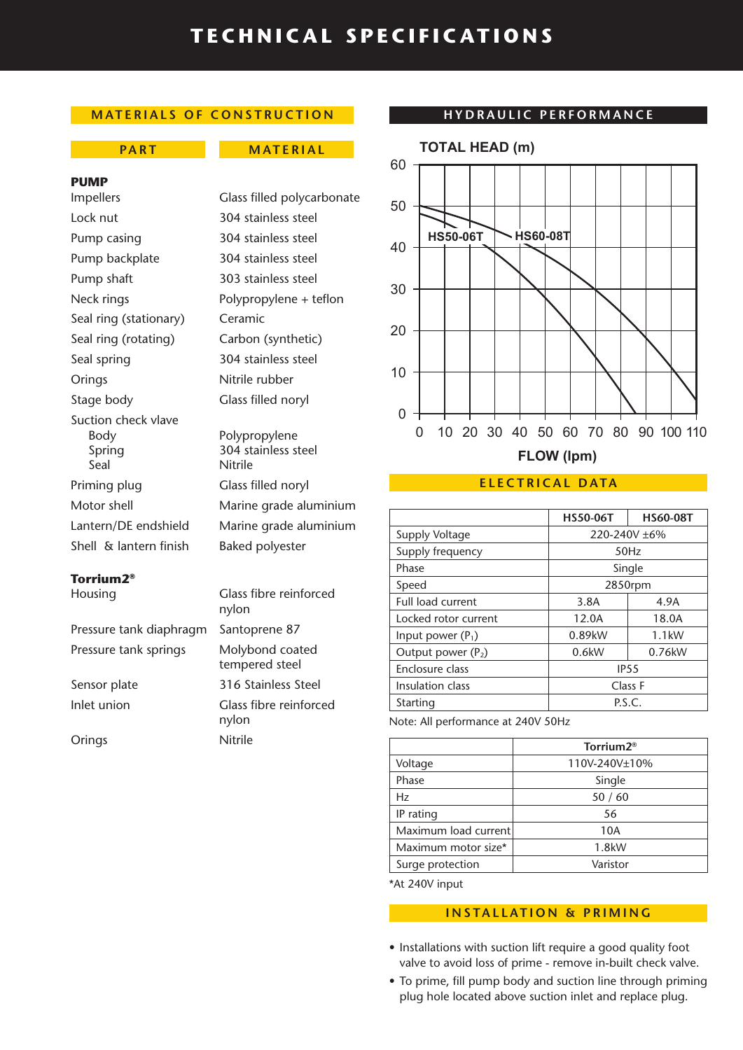# TECHNICAL SPECIFICATIONS

## MATERIALS OF CONSTRUCTION

| PART | MATERIAL |
|---|---|
| **PUMP** | |
| Impellers | Glass filled polycarbonate |
| Lock nut | 304 stainless steel |
| Pump casing | 304 stainless steel |
| Pump backplate | 304 stainless steel |
| Pump shaft | 303 stainless steel |
| Neck rings | Polypropylene + teflon |
| Seal ring (stationary) | Ceramic |
| Seal ring (rotating) | Carbon (synthetic) |
| Seal spring | 304 stainless steel |
| Orings | Nitrile rubber |
| Stage body | Glass filled noryl |
| Suction check vlave | |
| Body | Polypropylene |
| Spring | 304 stainless steel |
| Seal | Nitrile |
| Priming plug | Glass filled noryl |
| Motor shell | Marine grade aluminium |
| Lantern/DE endshield | Marine grade aluminium |
| Shell & lantern finish | Baked polyester |
| **Torrium2®** | |
| Housing | Glass fibre reinforced nylon |
| Pressure tank diaphragm | Santoprene 87 |
| Pressure tank springs | Molybond coated tempered steel |
| Sensor plate | 316 Stainless Steel |
| Inlet union | Glass fibre reinforced nylon |
| Orings | Nitrile |

## HYDRAULIC PERFORMANCE

TOTAL HEAD (m)

HS50-06T HS60-08T

FLOW (lpm)

## ELECTRICAL DATA

| | HS50-06T | HS60-08T |
|---|---|---|
| Supply Voltage | 220-240V ±6% | |
| Supply frequency | 50Hz | |
| Phase | Single | |
| Speed | 2850rpm | |
| Full load current | 3.8A | 4.9A |
| Locked rotor current | 12.0A | 18.0A |
| Input power ($P_1$) | 0.89kW | 1.1kW |
| Output power ($P_2$) | 0.6kW | 0.76kW |
| Enclosure class | IP55 | |
| Insulation class | Class F | |
| Starting | P.S.C. | |

Note: All performance at 240V 50Hz

| | Torrium2® |
|---|---|
| Voltage | 110V-240V±10% |
| Phase | Single |
| Hz | 50 / 60 |
| IP rating | 56 |
| Maximum load current | 10A |
| Maximum motor size* | 1.8kW |
| Surge protection | Varistor |

*At 240V input

## INSTALLATION & PRIMING

- Installations with suction lift require a good quality foot valve to avoid loss of prime - remove in-built check valve.
- To prime, fill pump body and suction line through priming plug hole located above suction inlet and replace plug.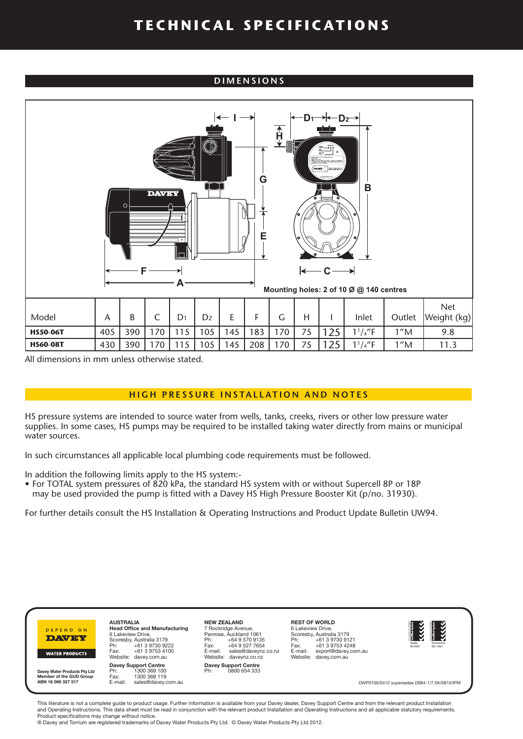# TECHNICAL SPECIFICATIONS

## DIMENSIONS

I

H

D1 D2

G

B

E

F

A

C

Mounting holes: 2 of 10 Ø @ 140 centres

| Model | A | B | C | $D_1$ | $D_2$ | E | F | G | H | I | Inlet | Outlet | Net Weight (kg) |
|---|---|---|---|---|---|---|---|---|---|---|---|---|---|
| **HS50-06T** | 405 | 390 | 170 | 115 | 105 | 145 | 183 | 170 | 75 | 125 | 1¼"F | 1"M | 9.8 |
| **HS60-08T** | 430 | 390 | 170 | 115 | 105 | 145 | 208 | 170 | 75 | 125 | 1¼"F | 1"M | 11.3 |

All dimensions in mm unless otherwise stated.

## HIGH PRESSURE INSTALLATION AND NOTES

HS pressure systems are intended to source water from wells, tanks, creeks, rivers or other low pressure water supplies. In some cases, HS pumps may be required to be installed taking water directly from mains or municipal water sources.

In such circumstances all applicable local plumbing code requirements must be followed.

In addition the following limits apply to the HS system:-

- For TOTAL system pressures of 820 kPa, the standard HS system with or without Supercell 8P or 18P may be used provided the pump is fitted with a Davey HS High Pressure Booster Kit (p/no. 31930).

For further details consult the HS Installation & Operating Instructions and Product Update Bulletin UW94.

DEPEND ON DAVEY
WATER PRODUCTS

Davey Water Products Pty Ltd
Member of the GUD Group
ABN 18 066 327 517

**AUSTRALIA**
**Head Office and Manufacturing**
6 Lakeview Drive,
Scoresby, Australia 3179
Ph: +61 3 9730 9222
Fax: +61 3 9753 4100
Website: davey.com.au

**Davey Support Centre**
Ph: 1300 369 100
Fax: 1300 369 119
E-mail: sales@davey.com.au

**NEW ZEALAND**
7 Rockridge Avenue,
Penrose, Auckland 1061
Ph: +64 9 570 9135
Fax: +64 9 527 7654
E-mail: sales@daveynz.co.nz
Website: daveynz.co.nz

**Davey Support Centre**
Ph: 0800 654 333

**REST OF WORLD**
6 Lakeview Drive,
Scoresby, Australia 3179
Ph: +61 3 9730 9121
Fax: +61 3 9753 4248
E-mail: export@davey.com.au
Website: davey.com.au

Quality ISO 9001 | Environment ISO 14001

DWP0100/0412 supersedes D984-1/7.5K/0810/IPM

This literature is not a complete guide to product usage. Further information is available from your Davey dealer, Davey Support Centre and from the relevant product Installation and Operating Instructions. This data sheet must be read in conjunction with the relevant product Installation and Operating Instructions and all applicable statutory requirements. Product specifications may change without notice.
® Davey and Torrium are registered trademarks of Davey Water Products Pty Ltd. © Davey Water Products Pty Ltd 2012.